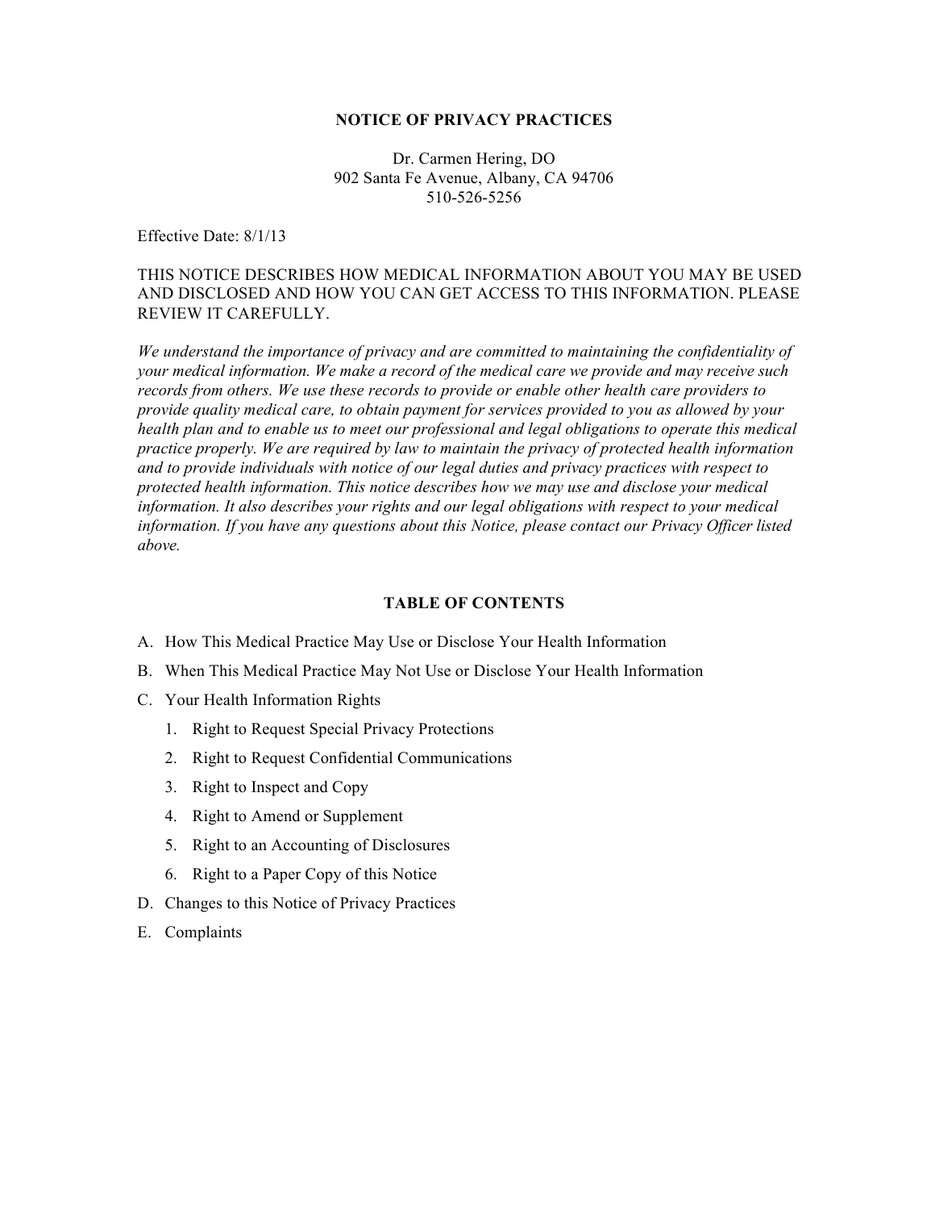# NOTICE OF PRIVACY PRACTICES

Dr. Carmen Hering, DO
902 Santa Fe Avenue, Albany, CA 94706
510-526-5256

Effective Date: 8/1/13

THIS NOTICE DESCRIBES HOW MEDICAL INFORMATION ABOUT YOU MAY BE USED AND DISCLOSED AND HOW YOU CAN GET ACCESS TO THIS INFORMATION. PLEASE REVIEW IT CAREFULLY.

*We understand the importance of privacy and are committed to maintaining the confidentiality of your medical information. We make a record of the medical care we provide and may receive such records from others. We use these records to provide or enable other health care providers to provide quality medical care, to obtain payment for services provided to you as allowed by your health plan and to enable us to meet our professional and legal obligations to operate this medical practice properly. We are required by law to maintain the privacy of protected health information and to provide individuals with notice of our legal duties and privacy practices with respect to protected health information. This notice describes how we may use and disclose your medical information. It also describes your rights and our legal obligations with respect to your medical information. If you have any questions about this Notice, please contact our Privacy Officer listed above.*

## TABLE OF CONTENTS

A. How This Medical Practice May Use or Disclose Your Health Information

B. When This Medical Practice May Not Use or Disclose Your Health Information

C. Your Health Information Rights

1. Right to Request Special Privacy Protections
2. Right to Request Confidential Communications
3. Right to Inspect and Copy
4. Right to Amend or Supplement
5. Right to an Accounting of Disclosures
6. Right to a Paper Copy of this Notice

D. Changes to this Notice of Privacy Practices

E. Complaints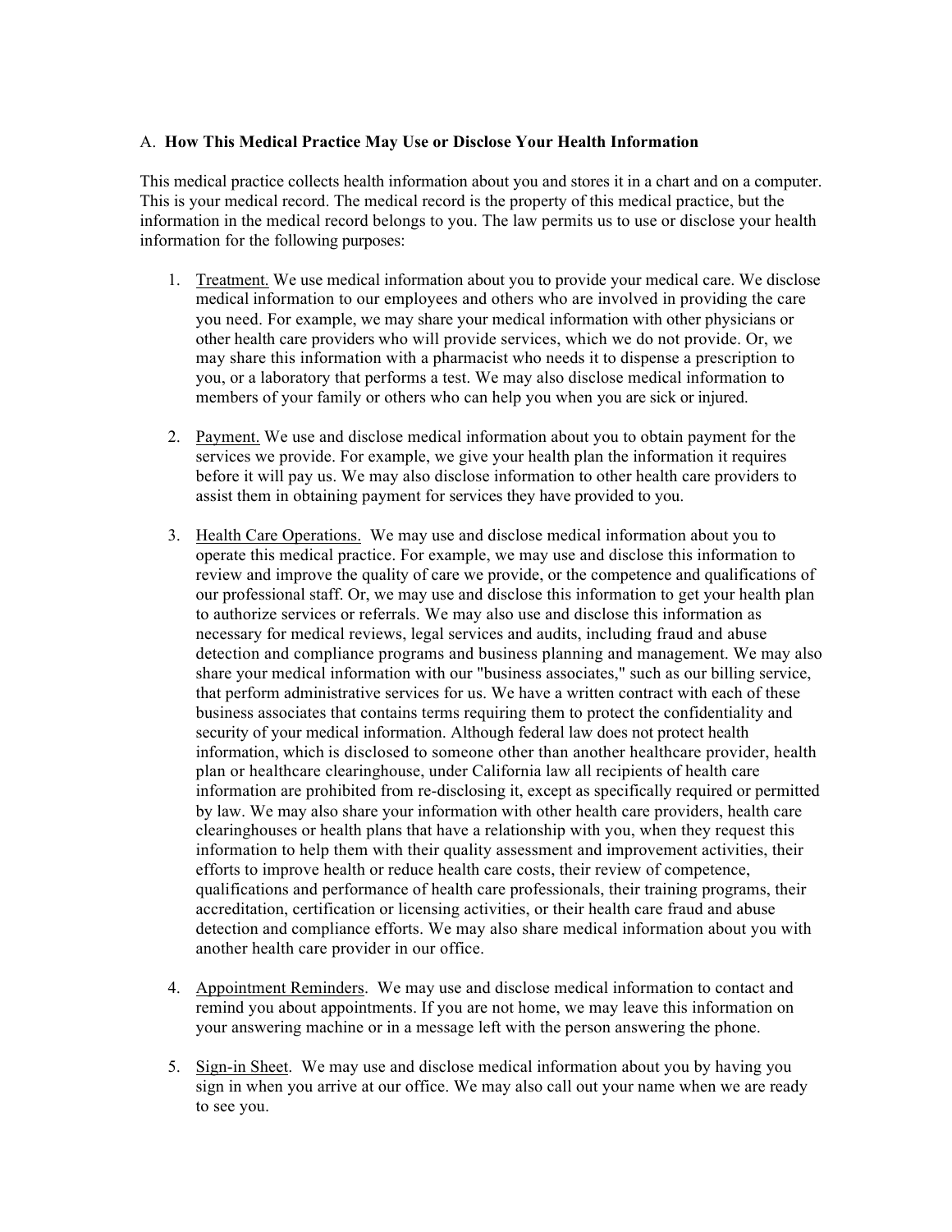A. **How This Medical Practice May Use or Disclose Your Health Information**

This medical practice collects health information about you and stores it in a chart and on a computer. This is your medical record. The medical record is the property of this medical practice, but the information in the medical record belongs to you. The law permits us to use or disclose your health information for the following purposes:

1. <u>Treatment.</u> We use medical information about you to provide your medical care. We disclose medical information to our employees and others who are involved in providing the care you need. For example, we may share your medical information with other physicians or other health care providers who will provide services, which we do not provide. Or, we may share this information with a pharmacist who needs it to dispense a prescription to you, or a laboratory that performs a test. We may also disclose medical information to members of your family or others who can help you when you are sick or injured.

2. <u>Payment.</u> We use and disclose medical information about you to obtain payment for the services we provide. For example, we give your health plan the information it requires before it will pay us. We may also disclose information to other health care providers to assist them in obtaining payment for services they have provided to you.

3. <u>Health Care Operations.</u> We may use and disclose medical information about you to operate this medical practice. For example, we may use and disclose this information to review and improve the quality of care we provide, or the competence and qualifications of our professional staff. Or, we may use and disclose this information to get your health plan to authorize services or referrals. We may also use and disclose this information as necessary for medical reviews, legal services and audits, including fraud and abuse detection and compliance programs and business planning and management. We may also share your medical information with our "business associates," such as our billing service, that perform administrative services for us. We have a written contract with each of these business associates that contains terms requiring them to protect the confidentiality and security of your medical information. Although federal law does not protect health information, which is disclosed to someone other than another healthcare provider, health plan or healthcare clearinghouse, under California law all recipients of health care information are prohibited from re-disclosing it, except as specifically required or permitted by law. We may also share your information with other health care providers, health care clearinghouses or health plans that have a relationship with you, when they request this information to help them with their quality assessment and improvement activities, their efforts to improve health or reduce health care costs, their review of competence, qualifications and performance of health care professionals, their training programs, their accreditation, certification or licensing activities, or their health care fraud and abuse detection and compliance efforts. We may also share medical information about you with another health care provider in our office.

4. <u>Appointment Reminders</u>. We may use and disclose medical information to contact and remind you about appointments. If you are not home, we may leave this information on your answering machine or in a message left with the person answering the phone.

5. <u>Sign-in Sheet</u>. We may use and disclose medical information about you by having you sign in when you arrive at our office. We may also call out your name when we are ready to see you.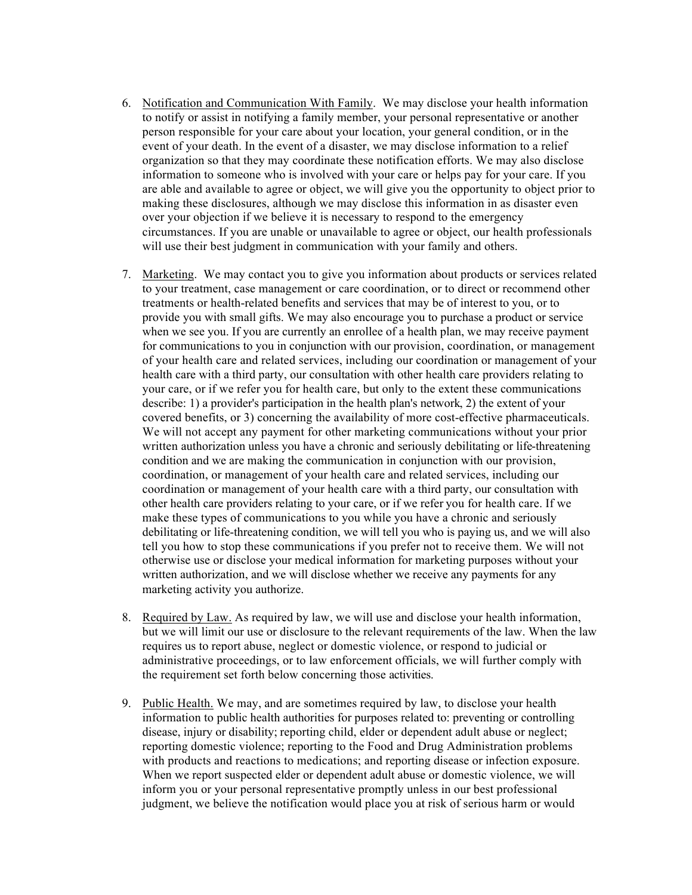6. Notification and Communication With Family. We may disclose your health information to notify or assist in notifying a family member, your personal representative or another person responsible for your care about your location, your general condition, or in the event of your death. In the event of a disaster, we may disclose information to a relief organization so that they may coordinate these notification efforts. We may also disclose information to someone who is involved with your care or helps pay for your care. If you are able and available to agree or object, we will give you the opportunity to object prior to making these disclosures, although we may disclose this information in as disaster even over your objection if we believe it is necessary to respond to the emergency circumstances. If you are unable or unavailable to agree or object, our health professionals will use their best judgment in communication with your family and others.

7. Marketing. We may contact you to give you information about products or services related to your treatment, case management or care coordination, or to direct or recommend other treatments or health-related benefits and services that may be of interest to you, or to provide you with small gifts. We may also encourage you to purchase a product or service when we see you. If you are currently an enrollee of a health plan, we may receive payment for communications to you in conjunction with our provision, coordination, or management of your health care and related services, including our coordination or management of your health care with a third party, our consultation with other health care providers relating to your care, or if we refer you for health care, but only to the extent these communications describe: 1) a provider's participation in the health plan's network, 2) the extent of your covered benefits, or 3) concerning the availability of more cost-effective pharmaceuticals. We will not accept any payment for other marketing communications without your prior written authorization unless you have a chronic and seriously debilitating or life-threatening condition and we are making the communication in conjunction with our provision, coordination, or management of your health care and related services, including our coordination or management of your health care with a third party, our consultation with other health care providers relating to your care, or if we refer you for health care. If we make these types of communications to you while you have a chronic and seriously debilitating or life-threatening condition, we will tell you who is paying us, and we will also tell you how to stop these communications if you prefer not to receive them. We will not otherwise use or disclose your medical information for marketing purposes without your written authorization, and we will disclose whether we receive any payments for any marketing activity you authorize.

8. Required by Law. As required by law, we will use and disclose your health information, but we will limit our use or disclosure to the relevant requirements of the law. When the law requires us to report abuse, neglect or domestic violence, or respond to judicial or administrative proceedings, or to law enforcement officials, we will further comply with the requirement set forth below concerning those activities.

9. Public Health. We may, and are sometimes required by law, to disclose your health information to public health authorities for purposes related to: preventing or controlling disease, injury or disability; reporting child, elder or dependent adult abuse or neglect; reporting domestic violence; reporting to the Food and Drug Administration problems with products and reactions to medications; and reporting disease or infection exposure. When we report suspected elder or dependent adult abuse or domestic violence, we will inform you or your personal representative promptly unless in our best professional judgment, we believe the notification would place you at risk of serious harm or would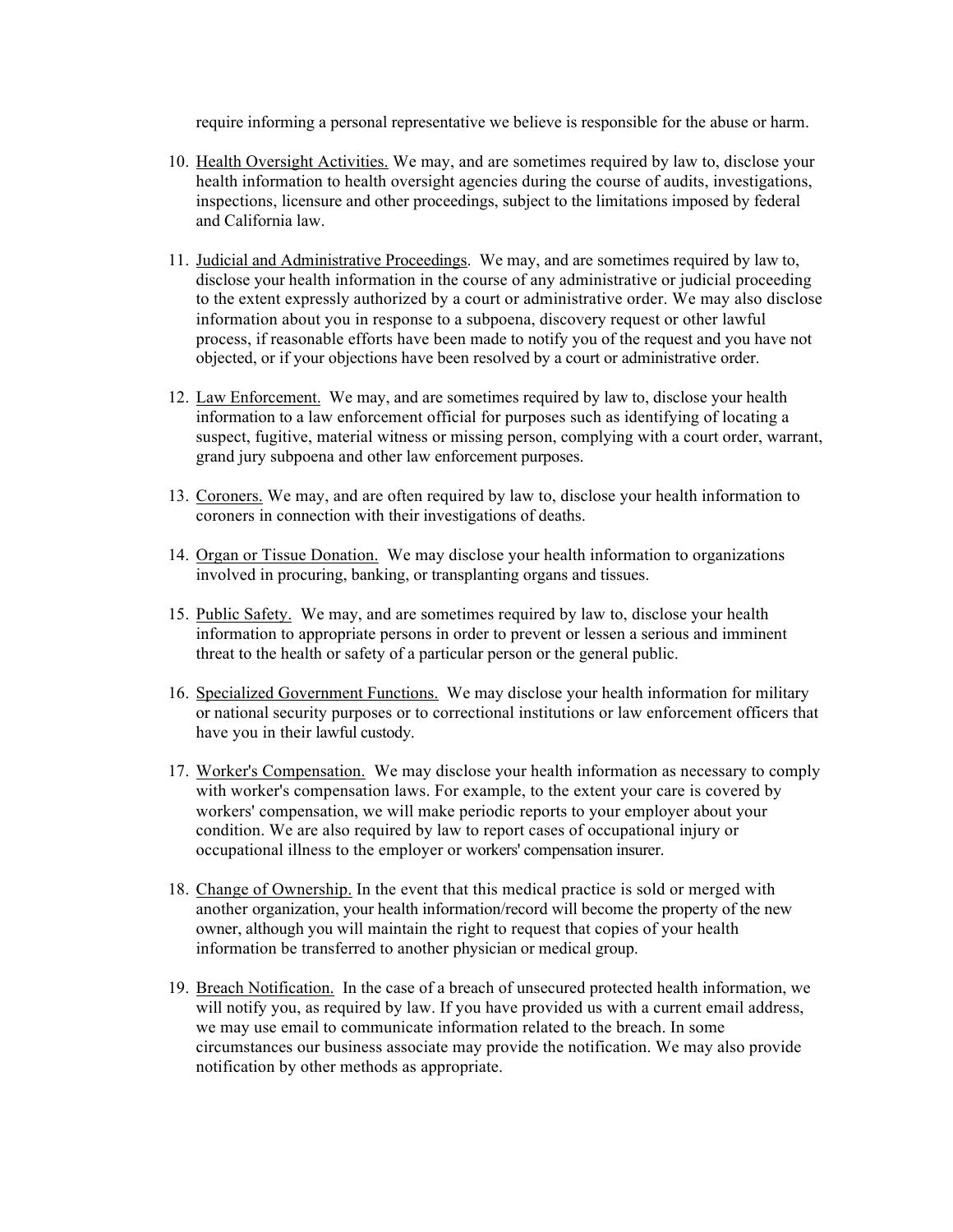require informing a personal representative we believe is responsible for the abuse or harm.

10. Health Oversight Activities. We may, and are sometimes required by law to, disclose your health information to health oversight agencies during the course of audits, investigations, inspections, licensure and other proceedings, subject to the limitations imposed by federal and California law.

11. Judicial and Administrative Proceedings. We may, and are sometimes required by law to, disclose your health information in the course of any administrative or judicial proceeding to the extent expressly authorized by a court or administrative order. We may also disclose information about you in response to a subpoena, discovery request or other lawful process, if reasonable efforts have been made to notify you of the request and you have not objected, or if your objections have been resolved by a court or administrative order.

12. Law Enforcement. We may, and are sometimes required by law to, disclose your health information to a law enforcement official for purposes such as identifying of locating a suspect, fugitive, material witness or missing person, complying with a court order, warrant, grand jury subpoena and other law enforcement purposes.

13. Coroners. We may, and are often required by law to, disclose your health information to coroners in connection with their investigations of deaths.

14. Organ or Tissue Donation. We may disclose your health information to organizations involved in procuring, banking, or transplanting organs and tissues.

15. Public Safety. We may, and are sometimes required by law to, disclose your health information to appropriate persons in order to prevent or lessen a serious and imminent threat to the health or safety of a particular person or the general public.

16. Specialized Government Functions. We may disclose your health information for military or national security purposes or to correctional institutions or law enforcement officers that have you in their lawful custody.

17. Worker's Compensation. We may disclose your health information as necessary to comply with worker's compensation laws. For example, to the extent your care is covered by workers' compensation, we will make periodic reports to your employer about your condition. We are also required by law to report cases of occupational injury or occupational illness to the employer or workers' compensation insurer.

18. Change of Ownership. In the event that this medical practice is sold or merged with another organization, your health information/record will become the property of the new owner, although you will maintain the right to request that copies of your health information be transferred to another physician or medical group.

19. Breach Notification. In the case of a breach of unsecured protected health information, we will notify you, as required by law. If you have provided us with a current email address, we may use email to communicate information related to the breach. In some circumstances our business associate may provide the notification. We may also provide notification by other methods as appropriate.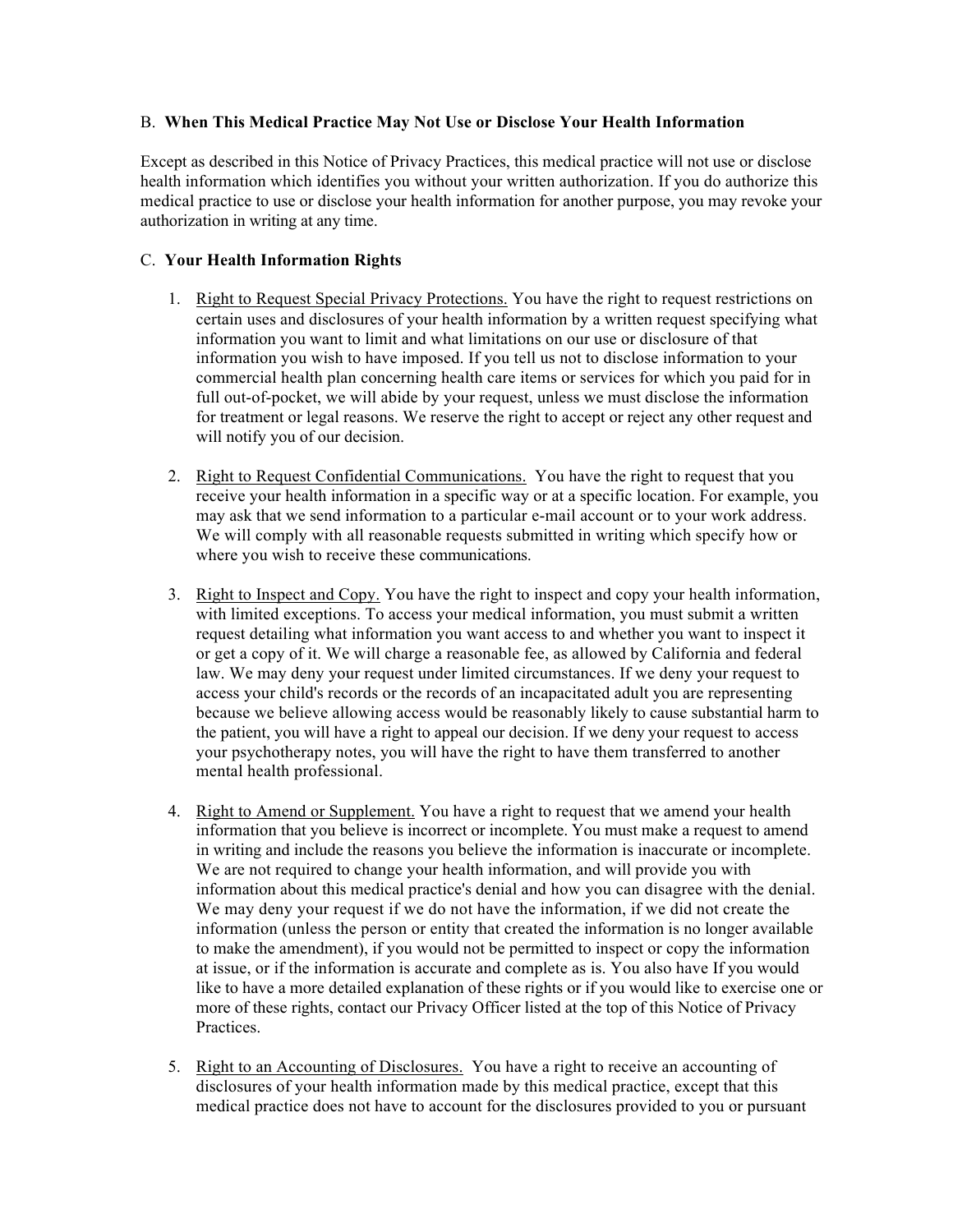B. **When This Medical Practice May Not Use or Disclose Your Health Information**

Except as described in this Notice of Privacy Practices, this medical practice will not use or disclose health information which identifies you without your written authorization. If you do authorize this medical practice to use or disclose your health information for another purpose, you may revoke your authorization in writing at any time.

C. **Your Health Information Rights**

1. Right to Request Special Privacy Protections. You have the right to request restrictions on certain uses and disclosures of your health information by a written request specifying what information you want to limit and what limitations on our use or disclosure of that information you wish to have imposed. If you tell us not to disclose information to your commercial health plan concerning health care items or services for which you paid for in full out-of-pocket, we will abide by your request, unless we must disclose the information for treatment or legal reasons. We reserve the right to accept or reject any other request and will notify you of our decision.

2. Right to Request Confidential Communications. You have the right to request that you receive your health information in a specific way or at a specific location. For example, you may ask that we send information to a particular e-mail account or to your work address. We will comply with all reasonable requests submitted in writing which specify how or where you wish to receive these communications.

3. Right to Inspect and Copy. You have the right to inspect and copy your health information, with limited exceptions. To access your medical information, you must submit a written request detailing what information you want access to and whether you want to inspect it or get a copy of it. We will charge a reasonable fee, as allowed by California and federal law. We may deny your request under limited circumstances. If we deny your request to access your child's records or the records of an incapacitated adult you are representing because we believe allowing access would be reasonably likely to cause substantial harm to the patient, you will have a right to appeal our decision. If we deny your request to access your psychotherapy notes, you will have the right to have them transferred to another mental health professional.

4. Right to Amend or Supplement. You have a right to request that we amend your health information that you believe is incorrect or incomplete. You must make a request to amend in writing and include the reasons you believe the information is inaccurate or incomplete. We are not required to change your health information, and will provide you with information about this medical practice's denial and how you can disagree with the denial. We may deny your request if we do not have the information, if we did not create the information (unless the person or entity that created the information is no longer available to make the amendment), if you would not be permitted to inspect or copy the information at issue, or if the information is accurate and complete as is. You also have If you would like to have a more detailed explanation of these rights or if you would like to exercise one or more of these rights, contact our Privacy Officer listed at the top of this Notice of Privacy Practices.

5. Right to an Accounting of Disclosures. You have a right to receive an accounting of disclosures of your health information made by this medical practice, except that this medical practice does not have to account for the disclosures provided to you or pursuant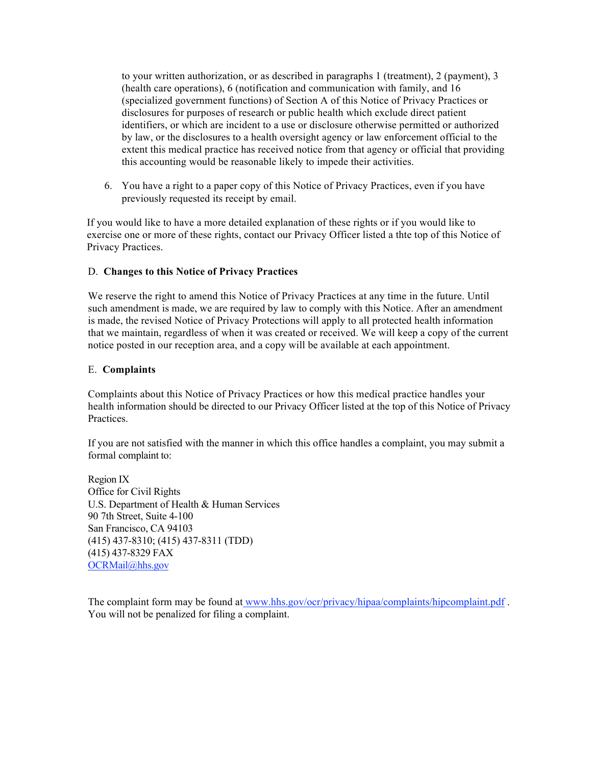to your written authorization, or as described in paragraphs 1 (treatment), 2 (payment), 3 (health care operations), 6 (notification and communication with family, and 16 (specialized government functions) of Section A of this Notice of Privacy Practices or disclosures for purposes of research or public health which exclude direct patient identifiers, or which are incident to a use or disclosure otherwise permitted or authorized by law, or the disclosures to a health oversight agency or law enforcement official to the extent this medical practice has received notice from that agency or official that providing this accounting would be reasonable likely to impede their activities.

6. You have a right to a paper copy of this Notice of Privacy Practices, even if you have previously requested its receipt by email.

If you would like to have a more detailed explanation of these rights or if you would like to exercise one or more of these rights, contact our Privacy Officer listed a thte top of this Notice of Privacy Practices.

D. **Changes to this Notice of Privacy Practices**

We reserve the right to amend this Notice of Privacy Practices at any time in the future. Until such amendment is made, we are required by law to comply with this Notice. After an amendment is made, the revised Notice of Privacy Protections will apply to all protected health information that we maintain, regardless of when it was created or received. We will keep a copy of the current notice posted in our reception area, and a copy will be available at each appointment.

E. **Complaints**

Complaints about this Notice of Privacy Practices or how this medical practice handles your health information should be directed to our Privacy Officer listed at the top of this Notice of Privacy Practices.

If you are not satisfied with the manner in which this office handles a complaint, you may submit a formal complaint to:

Region IX
Office for Civil Rights
U.S. Department of Health & Human Services
90 7th Street, Suite 4-100
San Francisco, CA 94103
(415) 437-8310; (415) 437-8311 (TDD)
(415) 437-8329 FAX
OCRMail@hhs.gov

The complaint form may be found at www.hhs.gov/ocr/privacy/hipaa/complaints/hipcomplaint.pdf . You will not be penalized for filing a complaint.